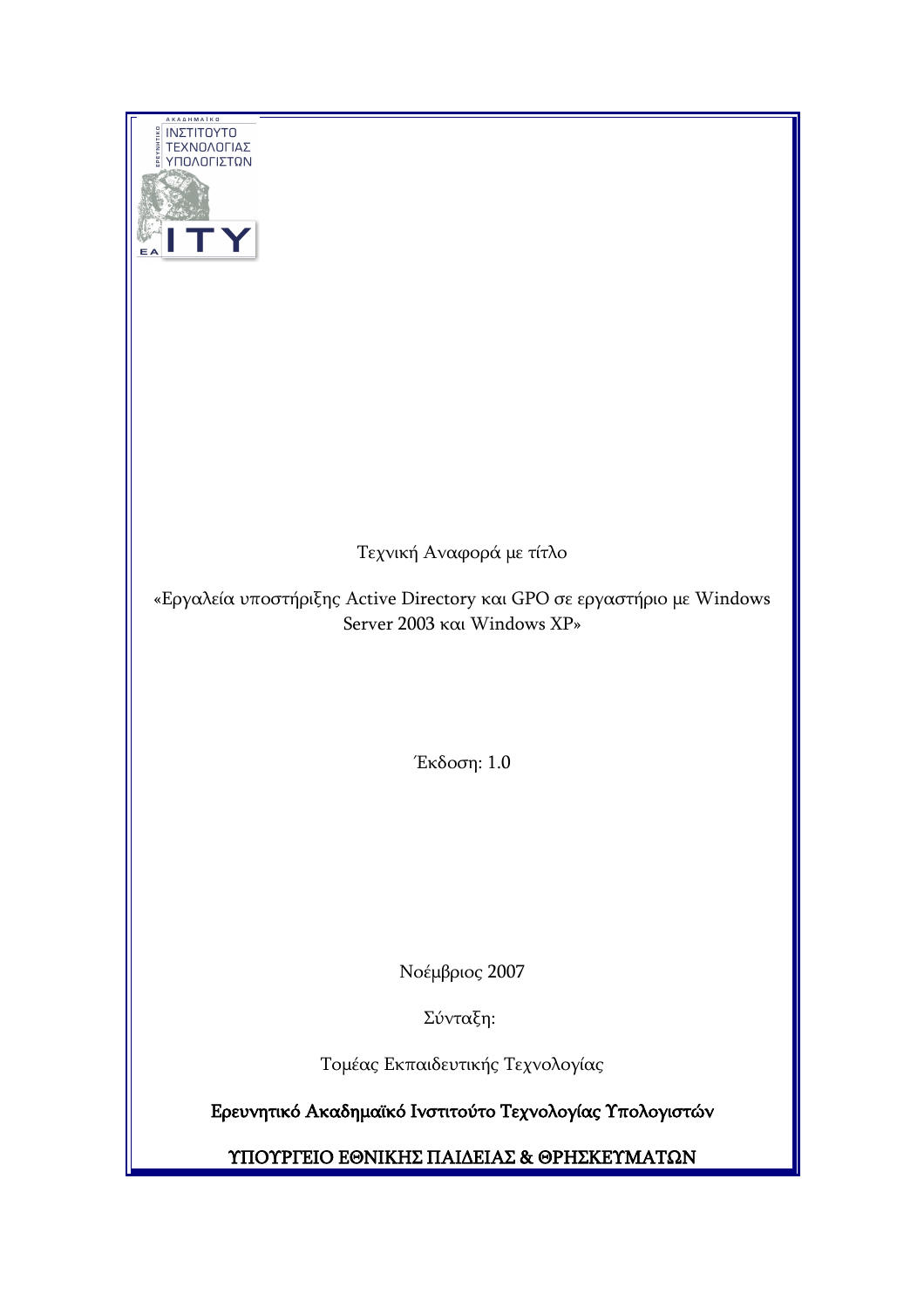Τεχνική Αναφορά με τίτλο

«Εργαλεία υποστήριξης Active Directory και GPO σε εργαστήριο με Windows Server 2003 και Windows XP»

Έκδοση: 1.0

Νοέμβριος 2007

Σύνταξη:

Τομέας Εκπαιδευτικής Τεχνολογίας

**Ερευνητικό Ακαδημαϊκό Ινστιτούτο Τεχνολογίας Υπολογιστών**

**ΥΠΟΥΡΓΕΙΟ ΕΘΝΙΚΗΣ ΠΑΙΔΕΙΑΣ & ΘΡΗΣΚΕΥΜΑΤΩΝ**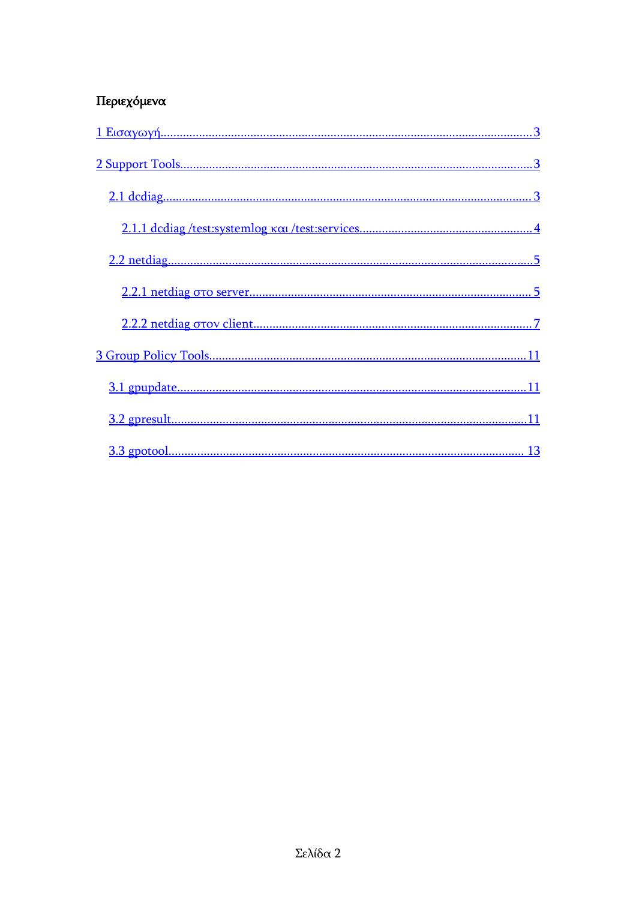# Περιεχόμενα

- [1 Εισαγωγή](#) ..... 3
- [2 Support Tools](#) ..... 3
  - [2.1 dcdiag](#) ..... 3
    - [2.1.1 dcdiag /test:systemlog και /test:services](#) ..... 4
  - [2.2 netdiag](#) ..... 5
    - [2.2.1 netdiag στο server](#) ..... 5
    - [2.2.2 netdiag στον client](#) ..... 7
- [3 Group Policy Tools](#) ..... 11
  - [3.1 gpupdate](#) ..... 11
  - [3.2 gpresult](#) ..... 11
  - [3.3 gpotool](#) ..... 13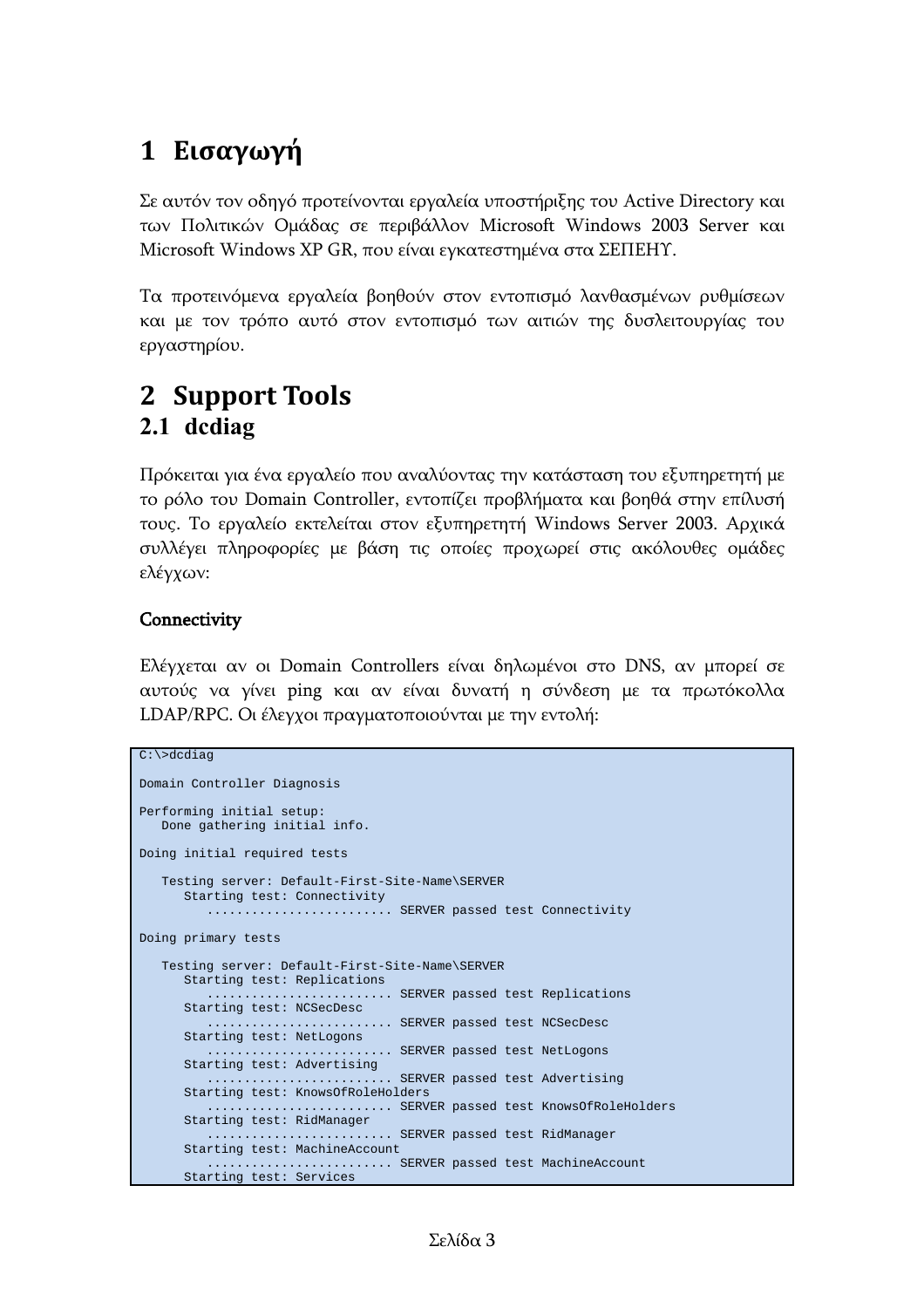# 1 Εισαγωγή

Σε αυτόν τον οδηγό προτείνονται εργαλεία υποστήριξης του Active Directory και των Πολιτικών Ομάδας σε περιβάλλον Microsoft Windows 2003 Server και Microsoft Windows XP GR, που είναι εγκατεστημένα στα ΣΕΠΕΗΥ.

Τα προτεινόμενα εργαλεία βοηθούν στον εντοπισμό λανθασμένων ρυθμίσεων και με τον τρόπο αυτό στον εντοπισμό των αιτιών της δυσλειτουργίας του εργαστηρίου.

# 2 Support Tools

## 2.1 dcdiag

Πρόκειται για ένα εργαλείο που αναλύοντας την κατάσταση του εξυπηρετητή με το ρόλο του Domain Controller, εντοπίζει προβλήματα και βοηθά στην επίλυσή τους. Το εργαλείο εκτελείται στον εξυπηρετητή Windows Server 2003. Αρχικά συλλέγει πληροφορίες με βάση τις οποίες προχωρεί στις ακόλουθες ομάδες ελέγχων:

**Connectivity**

Ελέγχεται αν οι Domain Controllers είναι δηλωμένοι στο DNS, αν μπορεί σε αυτούς να γίνει ping και αν είναι δυνατή η σύνδεση με τα πρωτόκολλα LDAP/RPC. Οι έλεγχοι πραγματοποιούνται με την εντολή:

```
C:\>dcdiag

Domain Controller Diagnosis

Performing initial setup:
   Done gathering initial info.

Doing initial required tests

   Testing server: Default-First-Site-Name\SERVER
      Starting test: Connectivity
         ......................... SERVER passed test Connectivity

Doing primary tests

   Testing server: Default-First-Site-Name\SERVER
      Starting test: Replications
         ......................... SERVER passed test Replications
      Starting test: NCSecDesc
         ......................... SERVER passed test NCSecDesc
      Starting test: NetLogons
         ......................... SERVER passed test NetLogons
      Starting test: Advertising
         ......................... SERVER passed test Advertising
      Starting test: KnowsOfRoleHolders
         ......................... SERVER passed test KnowsOfRoleHolders
      Starting test: RidManager
         ......................... SERVER passed test RidManager
      Starting test: MachineAccount
         ......................... SERVER passed test MachineAccount
      Starting test: Services
```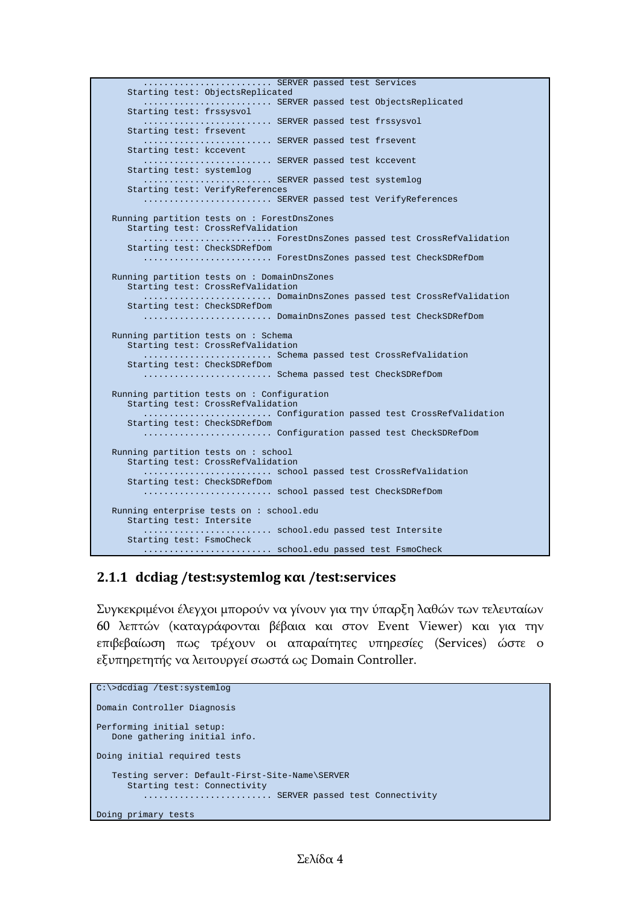```
         ......................... SERVER passed test Services
      Starting test: ObjectsReplicated
         ......................... SERVER passed test ObjectsReplicated
      Starting test: frssysvol
         ......................... SERVER passed test frssysvol
      Starting test: frsevent
         ......................... SERVER passed test frsevent
      Starting test: kccevent
         ......................... SERVER passed test kccevent
      Starting test: systemlog
         ......................... SERVER passed test systemlog
      Starting test: VerifyReferences
         ......................... SERVER passed test VerifyReferences

   Running partition tests on : ForestDnsZones
      Starting test: CrossRefValidation
         ......................... ForestDnsZones passed test CrossRefValidation
      Starting test: CheckSDRefDom
         ......................... ForestDnsZones passed test CheckSDRefDom

   Running partition tests on : DomainDnsZones
      Starting test: CrossRefValidation
         ......................... DomainDnsZones passed test CrossRefValidation
      Starting test: CheckSDRefDom
         ......................... DomainDnsZones passed test CheckSDRefDom

   Running partition tests on : Schema
      Starting test: CrossRefValidation
         ......................... Schema passed test CrossRefValidation
      Starting test: CheckSDRefDom
         ......................... Schema passed test CheckSDRefDom

   Running partition tests on : Configuration
      Starting test: CrossRefValidation
         ......................... Configuration passed test CrossRefValidation
      Starting test: CheckSDRefDom
         ......................... Configuration passed test CheckSDRefDom

   Running partition tests on : school
      Starting test: CrossRefValidation
         ......................... school passed test CrossRefValidation
      Starting test: CheckSDRefDom
         ......................... school passed test CheckSDRefDom

   Running enterprise tests on : school.edu
      Starting test: Intersite
         ......................... school.edu passed test Intersite
      Starting test: FsmoCheck
         ......................... school.edu passed test FsmoCheck
```

### 2.1.1 dcdiag /test:systemlog και /test:services

Συγκεκριμένοι έλεγχοι μπορούν να γίνουν για την ύπαρξη λαθών των τελευταίων 60 λεπτών (καταγράφονται βέβαια και στον Event Viewer) και για την επιβεβαίωση πως τρέχουν οι απαραίτητες υπηρεσίες (Services) ώστε ο εξυπηρετητής να λειτουργεί σωστά ως Domain Controller.

```
C:\>dcdiag /test:systemlog

Domain Controller Diagnosis

Performing initial setup:
   Done gathering initial info.

Doing initial required tests

   Testing server: Default-First-Site-Name\SERVER
      Starting test: Connectivity
         ......................... SERVER passed test Connectivity

Doing primary tests
```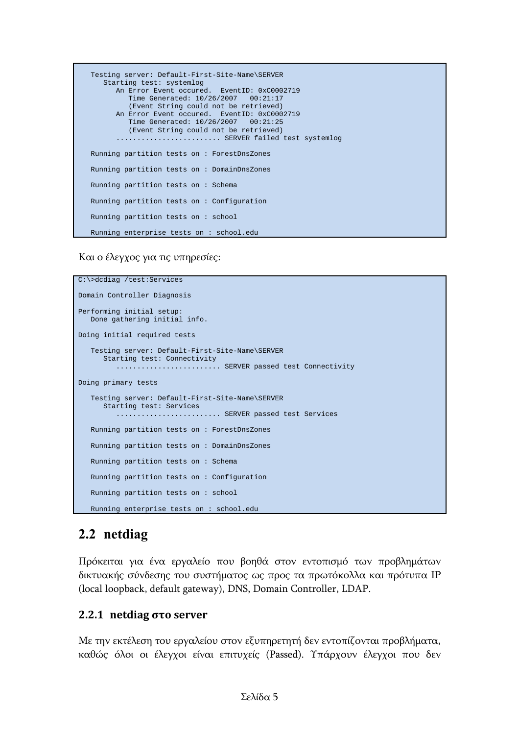```
   Testing server: Default-First-Site-Name\SERVER
      Starting test: systemlog
         An Error Event occured.  EventID: 0xC0002719
            Time Generated: 10/26/2007   00:21:17
            (Event String could not be retrieved)
         An Error Event occured.  EventID: 0xC0002719
            Time Generated: 10/26/2007   00:21:25
            (Event String could not be retrieved)
         ......................... SERVER failed test systemlog

   Running partition tests on : ForestDnsZones

   Running partition tests on : DomainDnsZones

   Running partition tests on : Schema

   Running partition tests on : Configuration

   Running partition tests on : school

   Running enterprise tests on : school.edu
```

Και ο έλεγχος για τις υπηρεσίες:

```
C:\>dcdiag /test:Services

Domain Controller Diagnosis

Performing initial setup:
   Done gathering initial info.

Doing initial required tests

   Testing server: Default-First-Site-Name\SERVER
      Starting test: Connectivity
         ......................... SERVER passed test Connectivity

Doing primary tests

   Testing server: Default-First-Site-Name\SERVER
      Starting test: Services
         ......................... SERVER passed test Services

   Running partition tests on : ForestDnsZones

   Running partition tests on : DomainDnsZones

   Running partition tests on : Schema

   Running partition tests on : Configuration

   Running partition tests on : school

   Running enterprise tests on : school.edu
```

## 2.2 netdiag

Πρόκειται για ένα εργαλείο που βοηθά στον εντοπισμό των προβλημάτων δικτυακής σύνδεσης του συστήματος ως προς τα πρωτόκολλα και πρότυπα IP (local loopback, default gateway), DNS, Domain Controller, LDAP.

### 2.2.1 netdiag στο server

Με την εκτέλεση του εργαλείου στον εξυπηρετητή δεν εντοπίζονται προβλήματα, καθώς όλοι οι έλεγχοι είναι επιτυχείς (Passed). Υπάρχουν έλεγχοι που δεν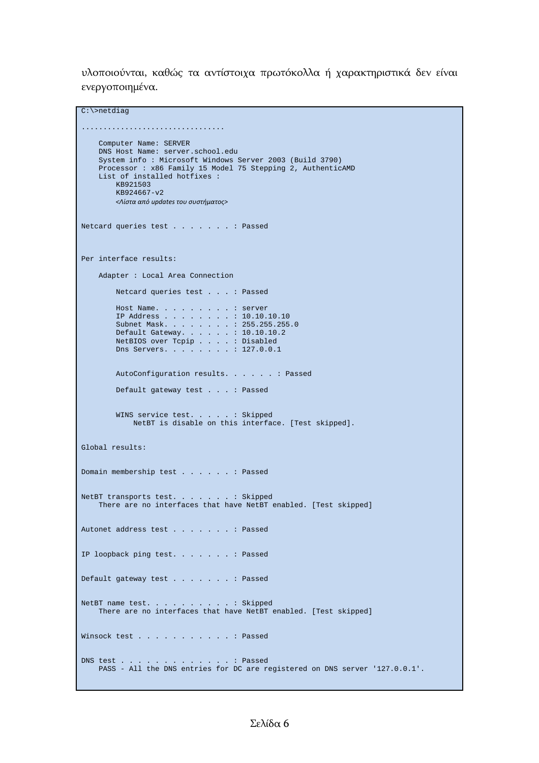υλοποιούνται, καθώς τα αντίστοιχα πρωτόκολλα ή χαρακτηριστικά δεν είναι ενεργοποιημένα.

```
C:\>netdiag

................................

    Computer Name: SERVER
    DNS Host Name: server.school.edu
    System info : Microsoft Windows Server 2003 (Build 3790)
    Processor : x86 Family 15 Model 75 Stepping 2, AuthenticAMD
    List of installed hotfixes :
        KB921503
        KB924667-v2
        <Λίστα από updates του συστήματος>


Netcard queries test . . . . . . . : Passed



Per interface results:

    Adapter : Local Area Connection

        Netcard queries test . . . : Passed

        Host Name. . . . . . . . . : server
        IP Address . . . . . . . . : 10.10.10.10
        Subnet Mask. . . . . . . . : 255.255.255.0
        Default Gateway. . . . . . : 10.10.10.2
        NetBIOS over Tcpip . . . . : Disabled
        Dns Servers. . . . . . . . : 127.0.0.1


        AutoConfiguration results. . . . . . : Passed

        Default gateway test . . . : Passed


        WINS service test. . . . . : Skipped
            NetBT is disable on this interface. [Test skipped].


Global results:


Domain membership test . . . . . . : Passed


NetBT transports test. . . . . . . : Skipped
    There are no interfaces that have NetBT enabled. [Test skipped]


Autonet address test . . . . . . . : Passed


IP loopback ping test. . . . . . . : Passed


Default gateway test . . . . . . . : Passed


NetBT name test. . . . . . . . . . : Skipped
    There are no interfaces that have NetBT enabled. [Test skipped]


Winsock test . . . . . . . . . . . : Passed


DNS test . . . . . . . . . . . . . : Passed
    PASS - All the DNS entries for DC are registered on DNS server '127.0.0.1'.
```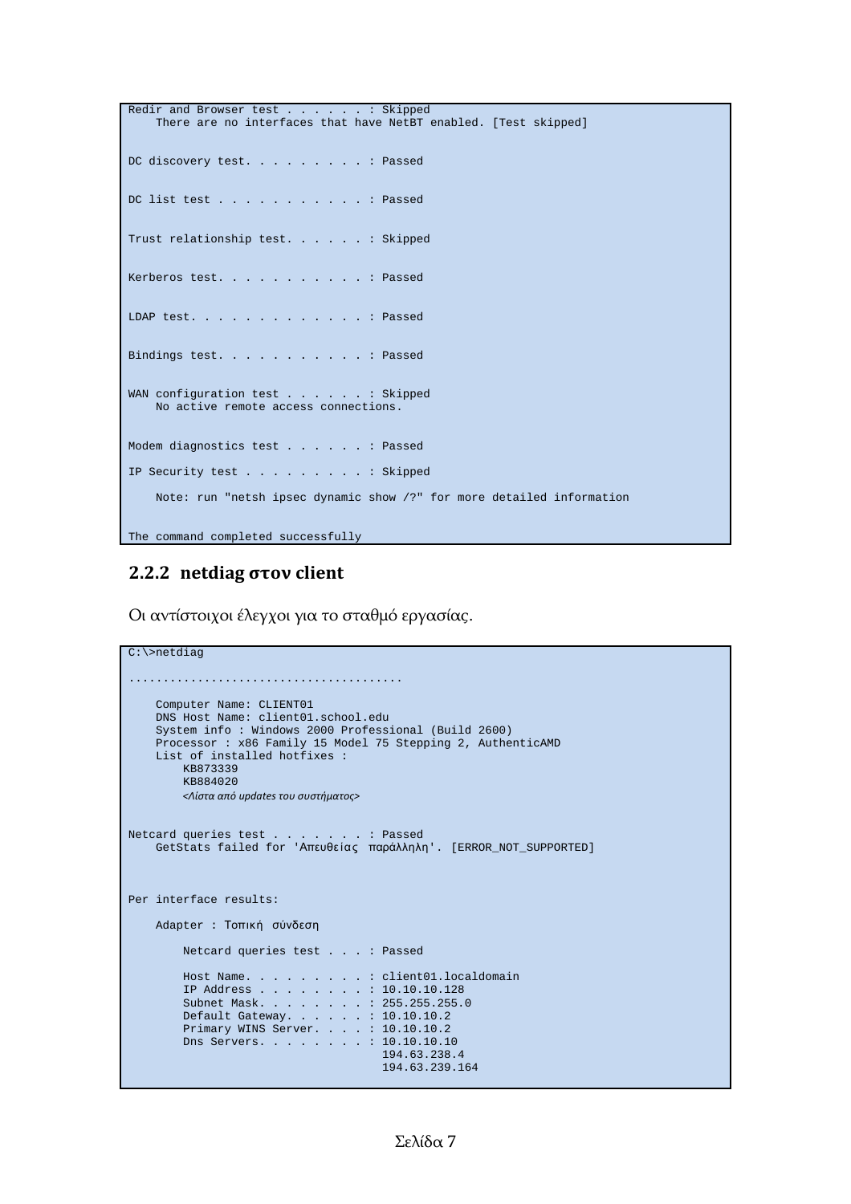```
Redir and Browser test . . . . . . : Skipped
    There are no interfaces that have NetBT enabled. [Test skipped]


DC discovery test. . . . . . . . . : Passed


DC list test . . . . . . . . . . . : Passed


Trust relationship test. . . . . . : Skipped


Kerberos test. . . . . . . . . . . : Passed


LDAP test. . . . . . . . . . . . . : Passed


Bindings test. . . . . . . . . . . : Passed


WAN configuration test . . . . . . : Skipped
    No active remote access connections.


Modem diagnostics test . . . . . . : Passed

IP Security test . . . . . . . . . : Skipped

    Note: run "netsh ipsec dynamic show /?" for more detailed information


The command completed successfully
```

### 2.2.2 netdiag στον client

Οι αντίστοιχοι έλεγχοι για το σταθμό εργασίας.

```
C:\>netdiag

.......................................

    Computer Name: CLIENT01
    DNS Host Name: client01.school.edu
    System info : Windows 2000 Professional (Build 2600)
    Processor : x86 Family 15 Model 75 Stepping 2, AuthenticAMD
    List of installed hotfixes :
        KB873339
        KB884020
        <Λίστα από updates του συστήματος>


Netcard queries test . . . . . . . : Passed
    GetStats failed for 'Απευθείας παράλληλη'. [ERROR_NOT_SUPPORTED]



Per interface results:

    Adapter : Τοπική σύνδεση

        Netcard queries test . . . : Passed

        Host Name. . . . . . . . . : client01.localdomain
        IP Address . . . . . . . . : 10.10.10.128
        Subnet Mask. . . . . . . . : 255.255.255.0
        Default Gateway. . . . . . : 10.10.10.2
        Primary WINS Server. . . . : 10.10.10.2
        Dns Servers. . . . . . . . : 10.10.10.10
                                     194.63.238.4
                                     194.63.239.164
```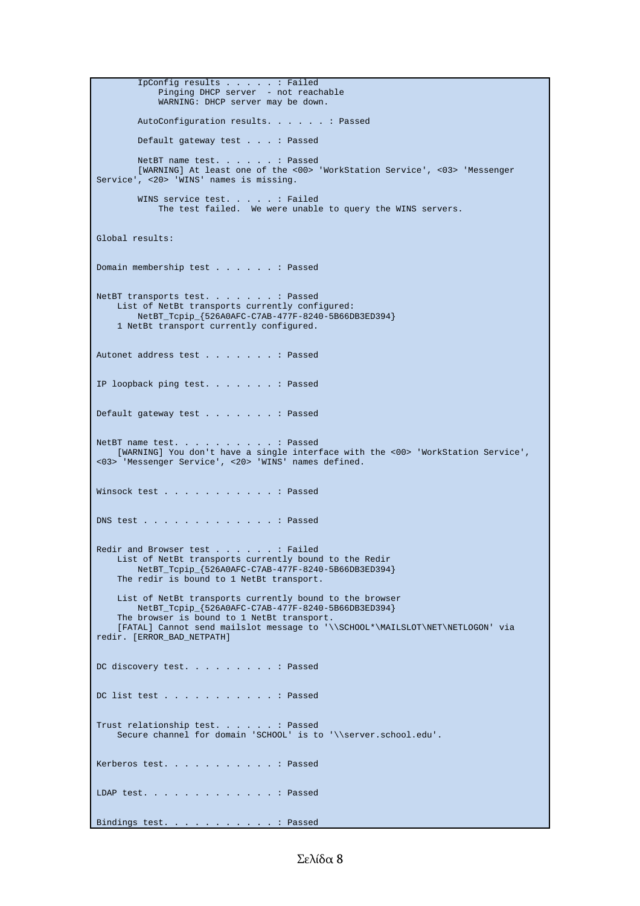```
        IpConfig results . . . . . : Failed
            Pinging DHCP server  - not reachable
            WARNING: DHCP server may be down.

        AutoConfiguration results. . . . . . : Passed

        Default gateway test . . . : Passed

        NetBT name test. . . . . . : Passed
        [WARNING] At least one of the <00> 'WorkStation Service', <03> 'Messenger
Service', <20> 'WINS' names is missing.

        WINS service test. . . . . : Failed
            The test failed.  We were unable to query the WINS servers.


Global results:


Domain membership test . . . . . . : Passed


NetBT transports test. . . . . . . : Passed
    List of NetBt transports currently configured:
        NetBT_Tcpip_{526A0AFC-C7AB-477F-8240-5B66DB3ED394}
    1 NetBt transport currently configured.


Autonet address test . . . . . . . : Passed


IP loopback ping test. . . . . . . : Passed


Default gateway test . . . . . . . : Passed


NetBT name test. . . . . . . . . . : Passed
    [WARNING] You don't have a single interface with the <00> 'WorkStation Service',
<03> 'Messenger Service', <20> 'WINS' names defined.


Winsock test . . . . . . . . . . . : Passed


DNS test . . . . . . . . . . . . . : Passed


Redir and Browser test . . . . . . : Failed
    List of NetBt transports currently bound to the Redir
        NetBT_Tcpip_{526A0AFC-C7AB-477F-8240-5B66DB3ED394}
    The redir is bound to 1 NetBt transport.

    List of NetBt transports currently bound to the browser
        NetBT_Tcpip_{526A0AFC-C7AB-477F-8240-5B66DB3ED394}
    The browser is bound to 1 NetBt transport.
    [FATAL] Cannot send mailslot message to '\\SCHOOL*\MAILSLOT\NET\NETLOGON' via
redir. [ERROR_BAD_NETPATH]


DC discovery test. . . . . . . . . : Passed


DC list test . . . . . . . . . . . : Passed


Trust relationship test. . . . . . : Passed
    Secure channel for domain 'SCHOOL' is to '\\server.school.edu'.


Kerberos test. . . . . . . . . . . : Passed


LDAP test. . . . . . . . . . . . . : Passed


Bindings test. . . . . . . . . . . : Passed
```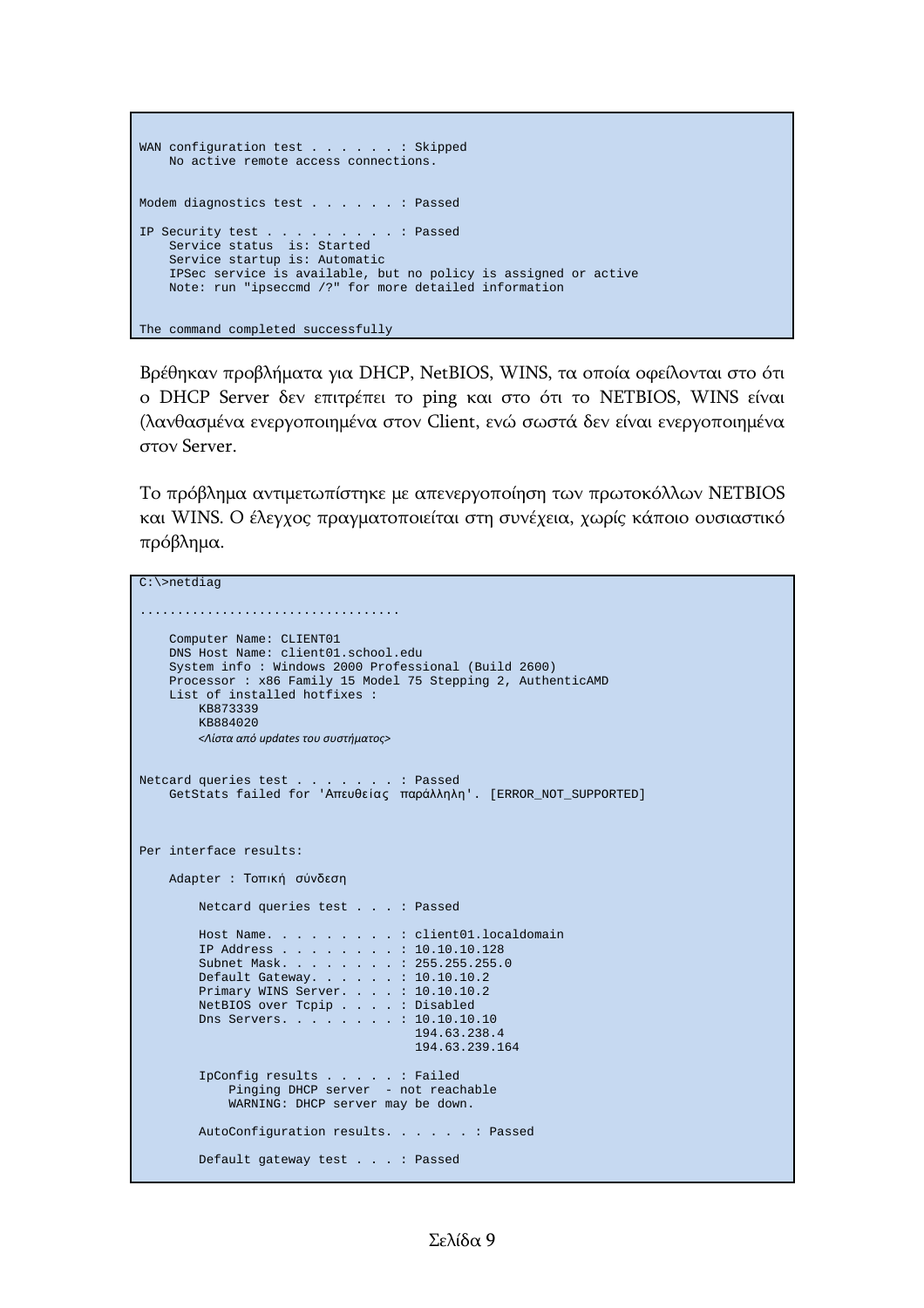```
WAN configuration test . . . . . . : Skipped
    No active remote access connections.


Modem diagnostics test . . . . . . : Passed

IP Security test . . . . . . . . . : Passed
    Service status  is: Started
    Service startup is: Automatic
    IPSec service is available, but no policy is assigned or active
    Note: run "ipseccmd /?" for more detailed information


The command completed successfully
```

Βρέθηκαν προβλήματα για DHCP, NetBIOS, WINS, τα οποία οφείλονται στο ότι ο DHCP Server δεν επιτρέπει το ping και στο ότι το NETBIOS, WINS είναι (λανθασμένα ενεργοποιημένα στον Client, ενώ σωστά δεν είναι ενεργοποιημένα στον Server.

Το πρόβλημα αντιμετωπίστηκε με απενεργοποίηση των πρωτοκόλλων NETBIOS και WINS. Ο έλεγχος πραγματοποιείται στη συνέχεια, χωρίς κάποιο ουσιαστικό πρόβλημα.

```
C:\>netdiag

..................................

    Computer Name: CLIENT01
    DNS Host Name: client01.school.edu
    System info : Windows 2000 Professional (Build 2600)
    Processor : x86 Family 15 Model 75 Stepping 2, AuthenticAMD
    List of installed hotfixes :
        KB873339
        KB884020
        <Λίστα από updates του συστήματος>


Netcard queries test . . . . . . . : Passed
    GetStats failed for 'Απευθείας παράλληλη'. [ERROR_NOT_SUPPORTED]



Per interface results:

    Adapter : Τοπική σύνδεση

        Netcard queries test . . . : Passed

        Host Name. . . . . . . . . : client01.localdomain
        IP Address . . . . . . . . : 10.10.10.128
        Subnet Mask. . . . . . . . : 255.255.255.0
        Default Gateway. . . . . . : 10.10.10.2
        Primary WINS Server. . . . : 10.10.10.2
        NetBIOS over Tcpip . . . . : Disabled
        Dns Servers. . . . . . . . : 10.10.10.10
                                     194.63.238.4
                                     194.63.239.164

        IpConfig results . . . . . : Failed
            Pinging DHCP server  - not reachable
            WARNING: DHCP server may be down.

        AutoConfiguration results. . . . . . : Passed

        Default gateway test . . . : Passed
```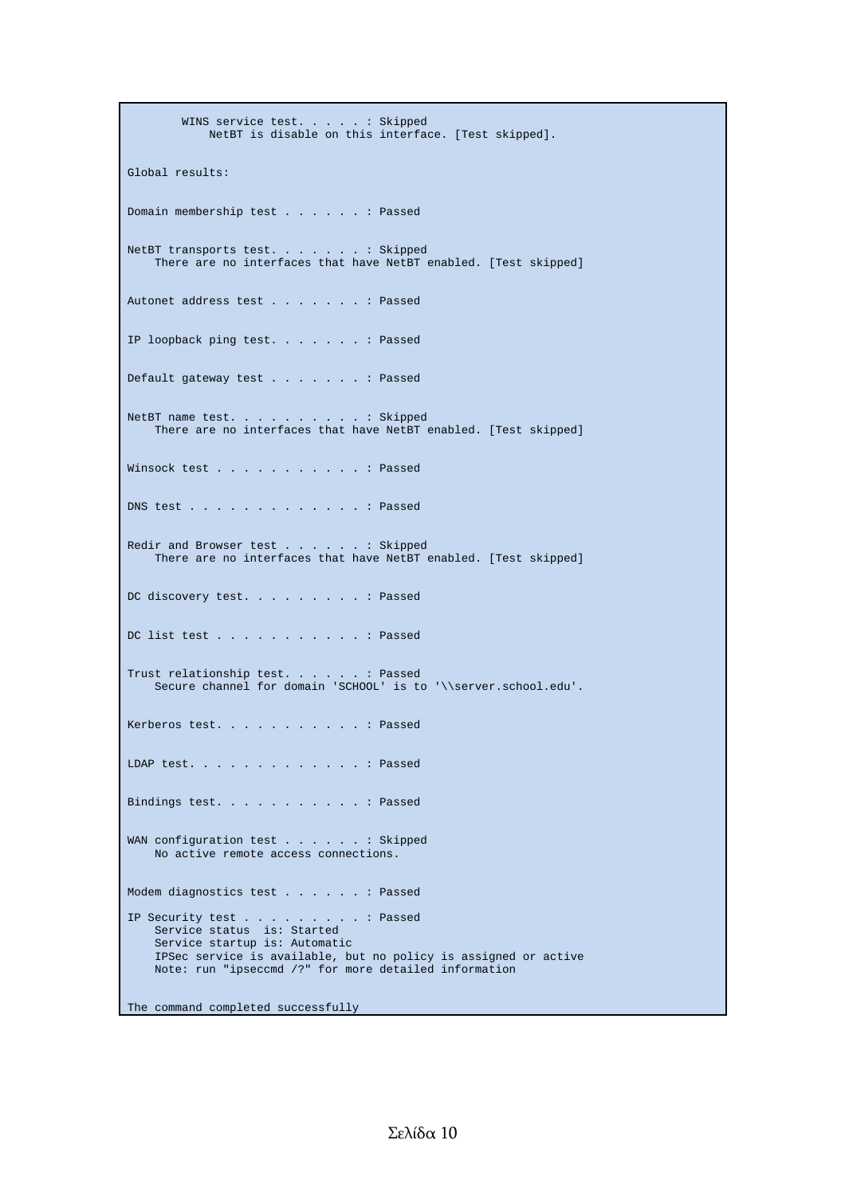```
        WINS service test. . . . . : Skipped
            NetBT is disable on this interface. [Test skipped].

Global results:

Domain membership test . . . . . . : Passed

NetBT transports test. . . . . . . : Skipped
    There are no interfaces that have NetBT enabled. [Test skipped]

Autonet address test . . . . . . . : Passed

IP loopback ping test. . . . . . . : Passed

Default gateway test . . . . . . . : Passed

NetBT name test. . . . . . . . . . : Skipped
    There are no interfaces that have NetBT enabled. [Test skipped]

Winsock test . . . . . . . . . . . : Passed

DNS test . . . . . . . . . . . . . : Passed

Redir and Browser test . . . . . . : Skipped
    There are no interfaces that have NetBT enabled. [Test skipped]

DC discovery test. . . . . . . . . : Passed

DC list test . . . . . . . . . . . : Passed

Trust relationship test. . . . . . : Passed
    Secure channel for domain 'SCHOOL' is to '\\server.school.edu'.

Kerberos test. . . . . . . . . . . : Passed

LDAP test. . . . . . . . . . . . . : Passed

Bindings test. . . . . . . . . . . : Passed

WAN configuration test . . . . . . : Skipped
    No active remote access connections.

Modem diagnostics test . . . . . . : Passed

IP Security test . . . . . . . . . : Passed
    Service status  is: Started
    Service startup is: Automatic
    IPSec service is available, but no policy is assigned or active
    Note: run "ipseccmd /?" for more detailed information

The command completed successfully
```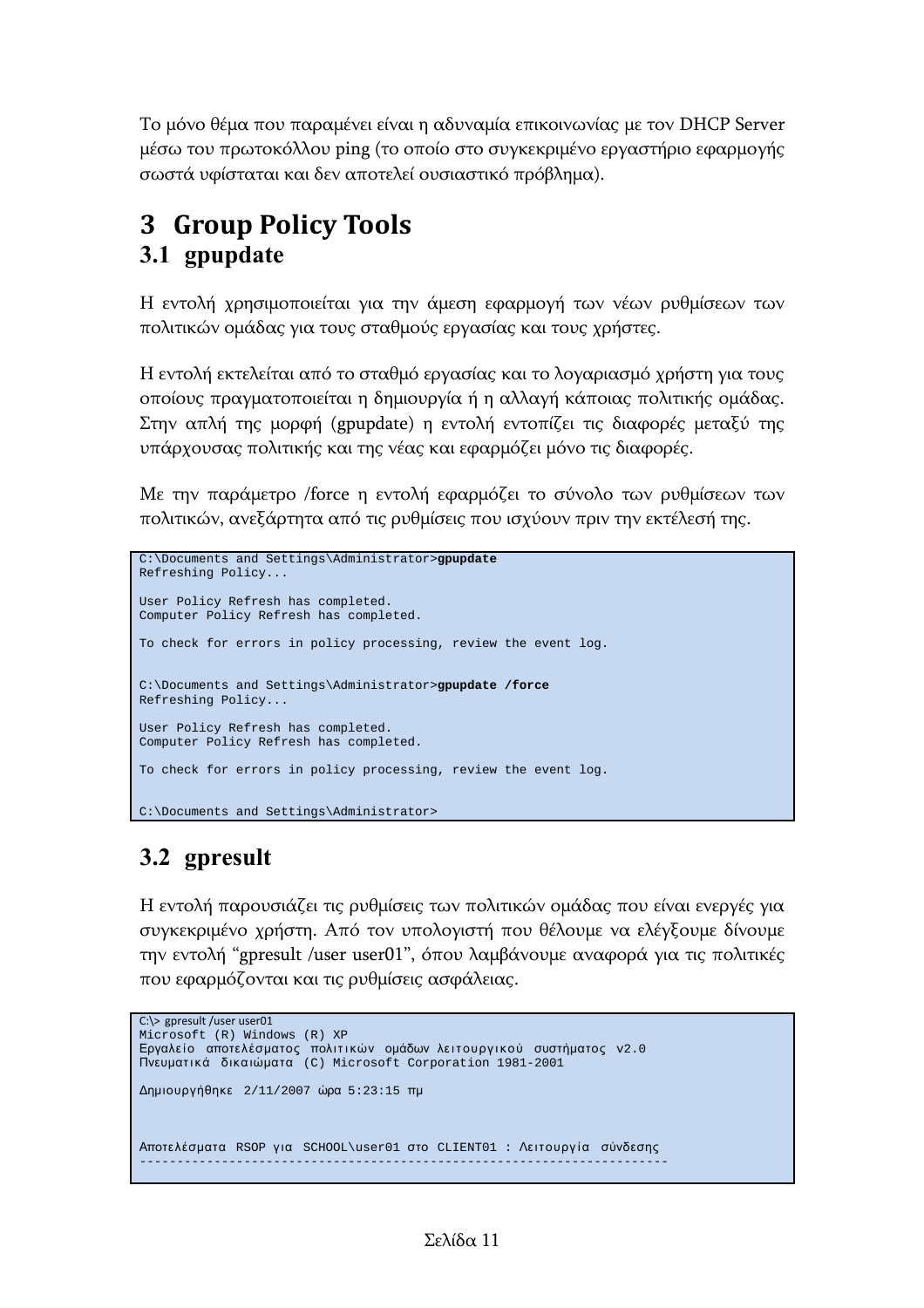Το μόνο θέμα που παραμένει είναι η αδυναμία επικοινωνίας με τον DHCP Server μέσω του πρωτοκόλλου ping (το οποίο στο συγκεκριμένο εργαστήριο εφαρμογής σωστά υφίσταται και δεν αποτελεί ουσιαστικό πρόβλημα).

# 3 Group Policy Tools

## 3.1 gpupdate

Η εντολή χρησιμοποιείται για την άμεση εφαρμογή των νέων ρυθμίσεων των πολιτικών ομάδας για τους σταθμούς εργασίας και τους χρήστες.

Η εντολή εκτελείται από το σταθμό εργασίας και το λογαριασμό χρήστη για τους οποίους πραγματοποιείται η δημιουργία ή η αλλαγή κάποιας πολιτικής ομάδας. Στην απλή της μορφή (gpupdate) η εντολή εντοπίζει τις διαφορές μεταξύ της υπάρχουσας πολιτικής και της νέας και εφαρμόζει μόνο τις διαφορές.

Με την παράμετρο /force η εντολή εφαρμόζει το σύνολο των ρυθμίσεων των πολιτικών, ανεξάρτητα από τις ρυθμίσεις που ισχύουν πριν την εκτέλεσή της.

```
C:\Documents and Settings\Administrator>gpupdate
Refreshing Policy...

User Policy Refresh has completed.
Computer Policy Refresh has completed.

To check for errors in policy processing, review the event log.


C:\Documents and Settings\Administrator>gpupdate /force
Refreshing Policy...

User Policy Refresh has completed.
Computer Policy Refresh has completed.

To check for errors in policy processing, review the event log.


C:\Documents and Settings\Administrator>
```

## 3.2 gpresult

Η εντολή παρουσιάζει τις ρυθμίσεις των πολιτικών ομάδας που είναι ενεργές για συγκεκριμένο χρήστη. Από τον υπολογιστή που θέλουμε να ελέγξουμε δίνουμε την εντολή "gpresult /user user01", όπου λαμβάνουμε αναφορά για τις πολιτικές που εφαρμόζονται και τις ρυθμίσεις ασφάλειας.

```
C:\> gpresult /user user01
Microsoft (R) Windows (R) XP
Εργαλείο αποτελέσματος πολιτικών ομάδων λειτουργικού συστήματος v2.0
Πνευματικά δικαιώματα (C) Microsoft Corporation 1981-2001

Δημιουργήθηκε 2/11/2007 ώρα 5:23:15 πμ



Αποτελέσματα RSOP για SCHOOL\user01 στο CLIENT01 : Λειτουργία σύνδεσης
--------------------------------------------------------------------
```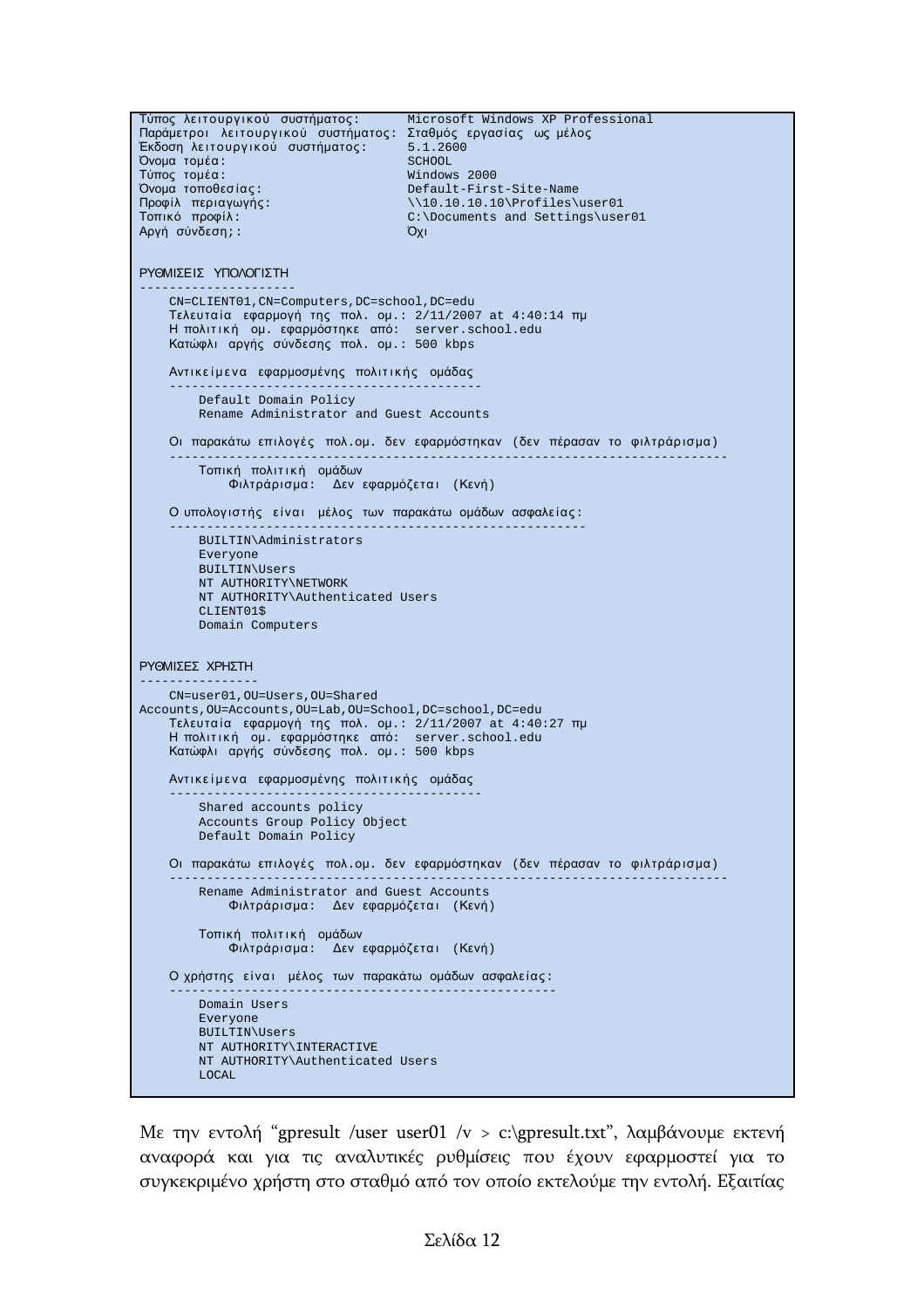```
Τύπος λειτουργικού συστήματος:      Microsoft Windows XP Professional
Παράμετροι λειτουργικού συστήματος: Σταθμός εργασίας ως μέλος
Έκδοση λειτουργικού συστήματος:     5.1.2600
Όνομα τομέα:                        SCHOOL
Τύπος τομέα:                        Windows 2000
Όνομα τοποθεσίας:                   Default-First-Site-Name
Προφίλ περιαγωγής:                  \\10.10.10.10\Profiles\user01
Τοπικό προφίλ:                      C:\Documents and Settings\user01
Αργή σύνδεση;:                      Όχι


ΡΥΘΜΙΣΕΙΣ ΥΠΟΛΟΓΙΣΤΗ
---------------------
    CN=CLIENT01,CN=Computers,DC=school,DC=edu
    Τελευταία εφαρμογή της πολ. ομ.: 2/11/2007 at 4:40:14 πμ
    Η πολιτική ομ. εφαρμόστηκε από:  server.school.edu
    Κατώφλι αργής σύνδεσης πολ. ομ.: 500 kbps

    Αντικείμενα εφαρμοσμένης πολιτικής ομάδας
    -----------------------------------------
        Default Domain Policy
        Rename Administrator and Guest Accounts

    Οι παρακάτω επιλογές πολ.ομ. δεν εφαρμόστηκαν (δεν πέρασαν το φιλτράρισμα)
    ------------------------------------------------------------------------
        Τοπική πολιτική ομάδων
            Φιλτράρισμα:  Δεν εφαρμόζεται (Κενή)

    Ο υπολογιστής είναι μέλος των παρακάτω ομάδων ασφαλείας:
    -------------------------------------------------------
        BUILTIN\Administrators
        Everyone
        BUILTIN\Users
        NT AUTHORITY\NETWORK
        NT AUTHORITY\Authenticated Users
        CLIENT01$
        Domain Computers


ΡΥΘΜΙΣΕΣ ΧΡΗΣΤΗ
----------------
    CN=user01,OU=Users,OU=Shared
Accounts,OU=Accounts,OU=Lab,OU=School,DC=school,DC=edu
    Τελευταία εφαρμογή της πολ. ομ.: 2/11/2007 at 4:40:27 πμ
    Η πολιτική ομ. εφαρμόστηκε από:  server.school.edu
    Κατώφλι αργής σύνδεσης πολ. ομ.: 500 kbps

    Αντικείμενα εφαρμοσμένης πολιτικής ομάδας
    -----------------------------------------
        Shared accounts policy
        Accounts Group Policy Object
        Default Domain Policy

    Οι παρακάτω επιλογές πολ.ομ. δεν εφαρμόστηκαν (δεν πέρασαν το φιλτράρισμα)
    ------------------------------------------------------------------------
        Rename Administrator and Guest Accounts
            Φιλτράρισμα:  Δεν εφαρμόζεται (Κενή)

        Τοπική πολιτική ομάδων
            Φιλτράρισμα:  Δεν εφαρμόζεται (Κενή)

    Ο χρήστης είναι μέλος των παρακάτω ομάδων ασφαλείας:
    ---------------------------------------------------
        Domain Users
        Everyone
        BUILTIN\Users
        NT AUTHORITY\INTERACTIVE
        NT AUTHORITY\Authenticated Users
        LOCAL
```

Με την εντολή "gpresult /user user01 /v > c:\gpresult.txt", λαμβάνουμε εκτενή αναφορά και για τις αναλυτικές ρυθμίσεις που έχουν εφαρμοστεί για το συγκεκριμένο χρήστη στο σταθμό από τον οποίο εκτελούμε την εντολή. Εξαιτίας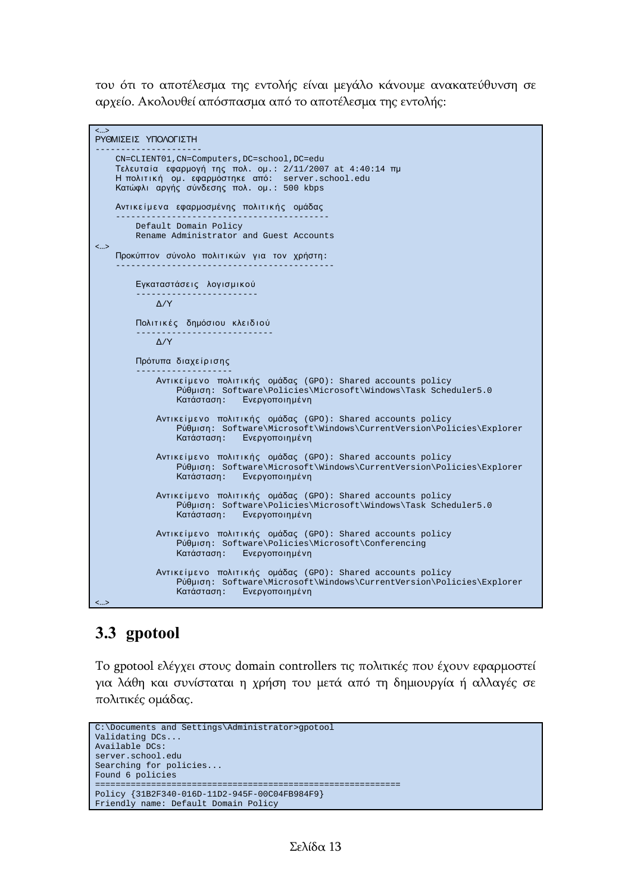του ότι το αποτέλεσμα της εντολής είναι μεγάλο κάνουμε ανακατεύθυνση σε αρχείο. Ακολουθεί απόσπασμα από το αποτέλεσμα της εντολής:

```
<…>
ΡΥΘΜΙΣΕΙΣ ΥΠΟΛΟΓΙΣΤΗ
---------------------
    CN=CLIENT01,CN=Computers,DC=school,DC=edu
    Τελευταία εφαρμογή της πολ. ομ.: 2/11/2007 at 4:40:14 πμ
    Η πολιτική ομ. εφαρμόστηκε από:  server.school.edu
    Κατώφλι αργής σύνδεσης πολ. ομ.: 500 kbps

    Αντικείμενα εφαρμοσμένης πολιτικής ομάδας
    -----------------------------------------
        Default Domain Policy
        Rename Administrator and Guest Accounts
<…>
    Προκύπτον σύνολο πολιτικών για τον χρήστη:
    ------------------------------------------

        Εγκαταστάσεις λογισμικού
        ------------------------
            Δ/Υ

        Πολιτικές δημόσιου κλειδιού
        ---------------------------
            Δ/Υ

        Πρότυπα διαχείρισης
        -------------------
            Αντικείμενο πολιτικής ομάδας (GPO): Shared accounts policy
                Ρύθμιση: Software\Policies\Microsoft\Windows\Task Scheduler5.0
                Κατάσταση:   Ενεργοποιημένη

            Αντικείμενο πολιτικής ομάδας (GPO): Shared accounts policy
                Ρύθμιση: Software\Microsoft\Windows\CurrentVersion\Policies\Explorer
                Κατάσταση:   Ενεργοποιημένη

            Αντικείμενο πολιτικής ομάδας (GPO): Shared accounts policy
                Ρύθμιση: Software\Microsoft\Windows\CurrentVersion\Policies\Explorer
                Κατάσταση:   Ενεργοποιημένη

            Αντικείμενο πολιτικής ομάδας (GPO): Shared accounts policy
                Ρύθμιση: Software\Policies\Microsoft\Windows\Task Scheduler5.0
                Κατάσταση:   Ενεργοποιημένη

            Αντικείμενο πολιτικής ομάδας (GPO): Shared accounts policy
                Ρύθμιση: Software\Policies\Microsoft\Conferencing
                Κατάσταση:   Ενεργοποιημένη

            Αντικείμενο πολιτικής ομάδας (GPO): Shared accounts policy
                Ρύθμιση: Software\Microsoft\Windows\CurrentVersion\Policies\Explorer
                Κατάσταση:   Ενεργοποιημένη
<…>
```

## 3.3 gpotool

Το gpotool ελέγχει στους domain controllers τις πολιτικές που έχουν εφαρμοστεί για λάθη και συνίσταται η χρήση του μετά από τη δημιουργία ή αλλαγές σε πολιτικές ομάδας.

```
C:\Documents and Settings\Administrator>gpotool
Validating DCs...
Available DCs:
server.school.edu
Searching for policies...
Found 6 policies
============================================================
Policy {31B2F340-016D-11D2-945F-00C04FB984F9}
Friendly name: Default Domain Policy
```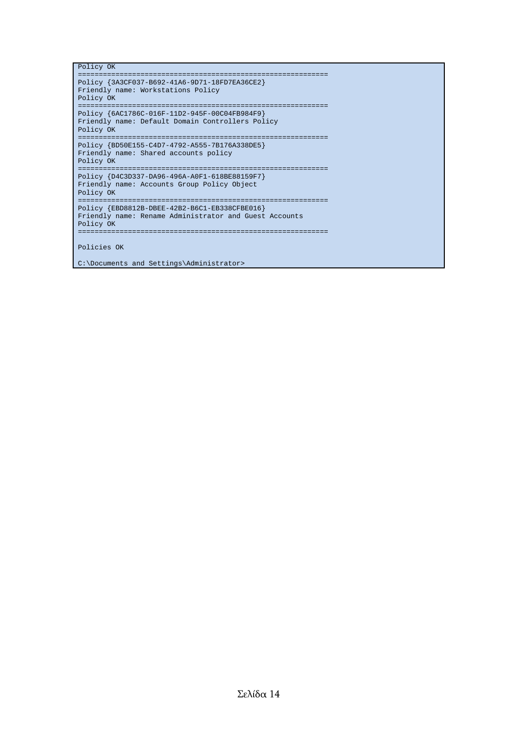```
Policy OK
============================================================
Policy {3A3CF037-B692-41A6-9D71-18FD7EA36CE2}
Friendly name: Workstations Policy
Policy OK
============================================================
Policy {6AC1786C-016F-11D2-945F-00C04FB984F9}
Friendly name: Default Domain Controllers Policy
Policy OK
============================================================
Policy {BD50E155-C4D7-4792-A555-7B176A338DE5}
Friendly name: Shared accounts policy
Policy OK
============================================================
Policy {D4C3D337-DA96-496A-A0F1-618BE88159F7}
Friendly name: Accounts Group Policy Object
Policy OK
============================================================
Policy {EBD8812B-DBEE-42B2-B6C1-EB338CFBE016}
Friendly name: Rename Administrator and Guest Accounts
Policy OK
============================================================

Policies OK

C:\Documents and Settings\Administrator>
```